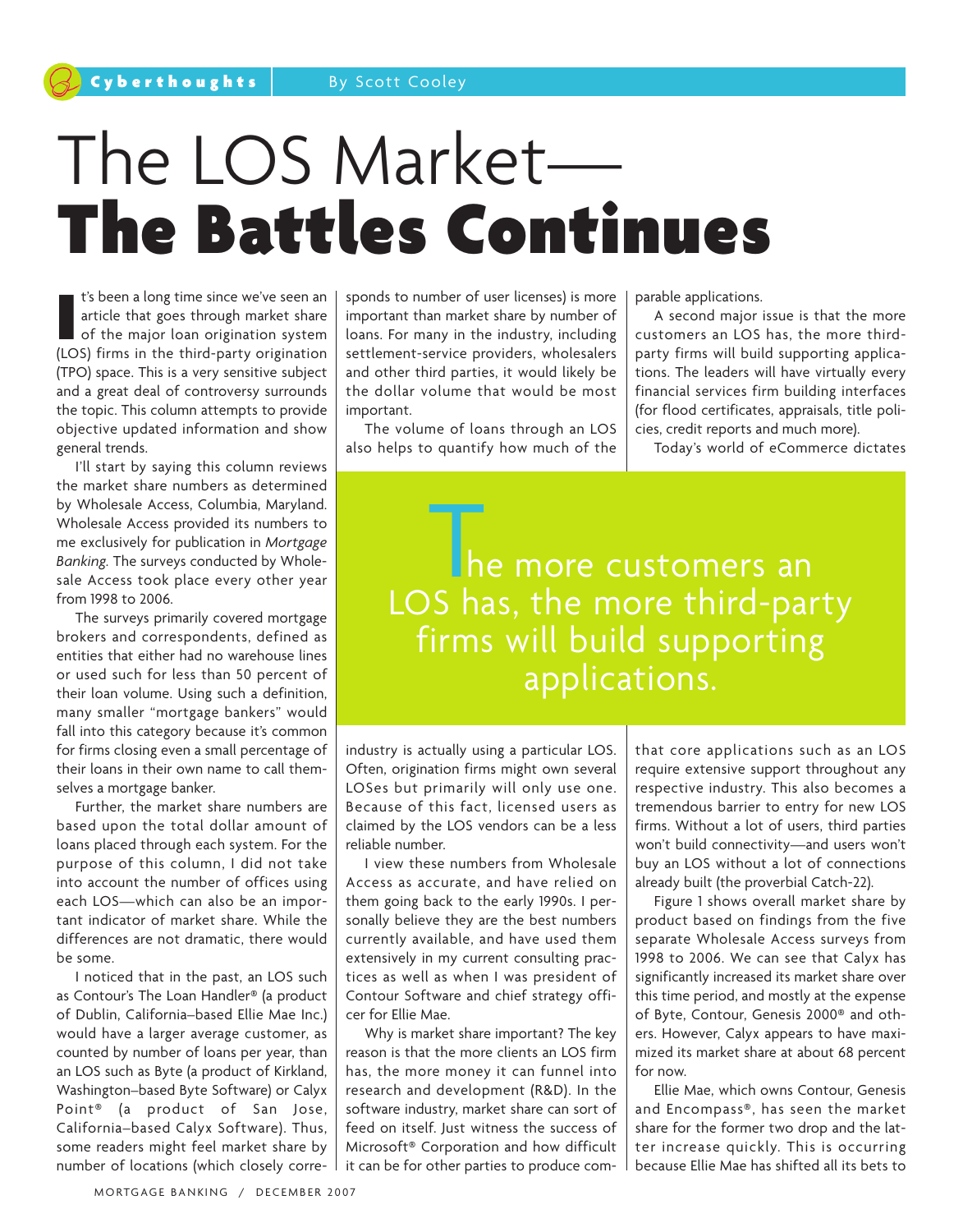Cyberthoughts | By Scott Cooley

# The LOS Market—**The Battles Continues**

It's been a long time since we've seen an article that goes through market share of the major loan origination system (LOS) firms in the third-party origination (TPO) space. This is a very sensitive subject and a great deal of controversy surrounds the topic. This column attempts to provide objective updated information and show general trends.

I'll start by saying this column reviews the market share numbers as determined by Wholesale Access, Columbia, Maryland. Wholesale Access provided its numbers to me exclusively for publication in *Mortgage Banking*. The surveys conducted by Wholesale Access took place every other year from 1998 to 2006.

The surveys primarily covered mortgage brokers and correspondents, defined as entities that either had no warehouse lines or used such for less than 50 percent of their loan volume. Using such a definition, many smaller "mortgage bankers" would fall into this category because it's common for firms closing even a small percentage of their loans in their own name to call themselves a mortgage banker.

Further, the market share numbers are based upon the total dollar amount of loans placed through each system. For the purpose of this column, I did not take into account the number of offices using each LOS—which can also be an important indicator of market share. While the differences are not dramatic, there would be some.

I noticed that in the past, an LOS such as Contour's The Loan Handler® (a product of Dublin, California–based Ellie Mae Inc.) would have a larger average customer, as counted by number of loans per year, than an LOS such as Byte (a product of Kirkland, Washington–based Byte Software) or Calyx Point® (a product of San Jose, California–based Calyx Software). Thus, some readers might feel market share by number of locations (which closely corresponds to number of user licenses) is more important than market share by number of loans. For many in the industry, including settlement-service providers, wholesalers and other third parties, it would likely be the dollar volume that would be most important.

The volume of loans through an LOS also helps to quantify how much of the industry is actually using a particular LOS. Often, origination firms might own several LOSes but primarily will only use one. Because of this fact, licensed users as claimed by the LOS vendors can be a less reliable number.

I view these numbers from Wholesale Access as accurate, and have relied on them going back to the early 1990s. I personally believe they are the best numbers currently available, and have used them extensively in my current consulting practices as well as when I was president of Contour Software and chief strategy officer for Ellie Mae.

Why is market share important? The key reason is that the more clients an LOS firm has, the more money it can funnel into research and development (R&D). In the software industry, market share can sort of feed on itself. Just witness the success of Microsoft® Corporation and how difficult it can be for other parties to produce comparable applications.

A second major issue is that the more customers an LOS has, the more third-party firms will build supporting applications. The leaders will have virtually every financial services firm building interfaces (for flood certificates, appraisals, title policies, credit reports and much more).

> The more customers an LOS has, the more third-party firms will build supporting applications.

Today's world of eCommerce dictates that core applications such as an LOS require extensive support throughout any respective industry. This also becomes a tremendous barrier to entry for new LOS firms. Without a lot of users, third parties won't build connectivity—and users won't buy an LOS without a lot of connections already built (the proverbial Catch-22).

Figure 1 shows overall market share by product based on findings from the five separate Wholesale Access surveys from 1998 to 2006. We can see that Calyx has significantly increased its market share over this time period, and mostly at the expense of Byte, Contour, Genesis 2000® and others. However, Calyx appears to have maximized its market share at about 68 percent for now.

Ellie Mae, which owns Contour, Genesis and Encompass®, has seen the market share for the former two drop and the latter increase quickly. This is occurring because Ellie Mae has shifted all its bets to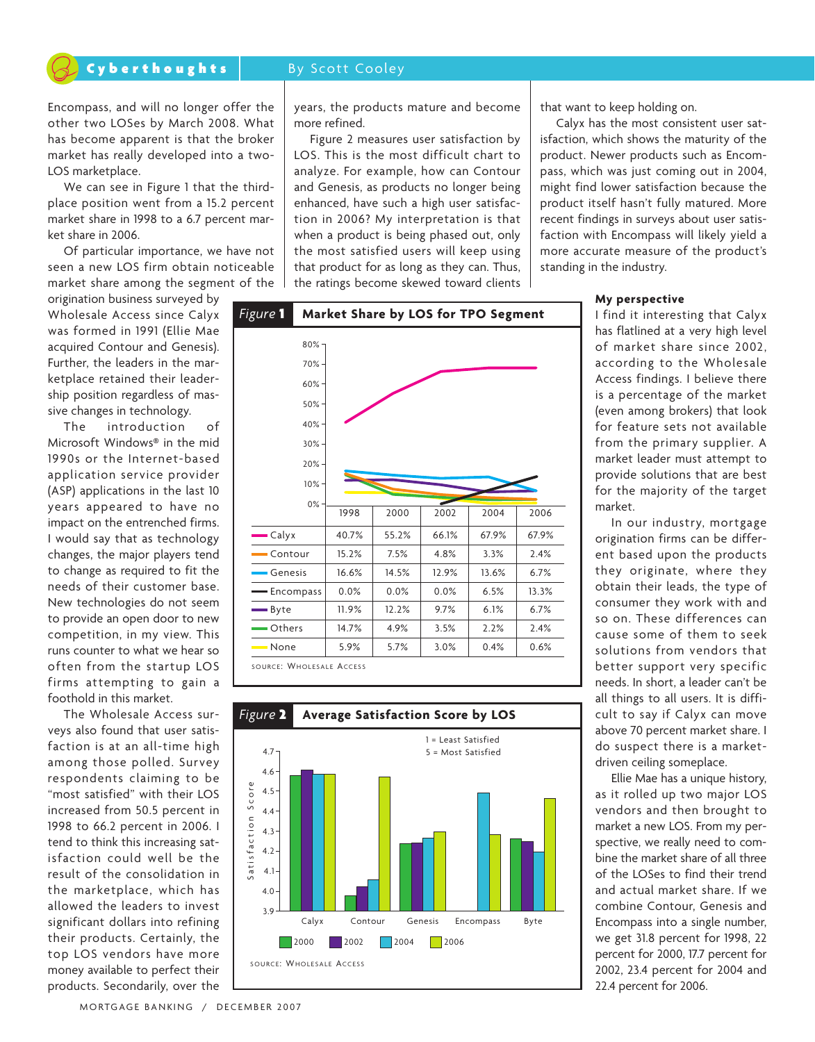Encompass, and will no longer offer the other two LOSes by March 2008. What has become apparent is that the broker market has really developed into a two-LOS marketplace.

We can see in Figure 1 that the third-place position went from a 15.2 percent market share in 1998 to a 6.7 percent market share in 2006.

Of particular importance, we have not seen a new LOS firm obtain noticeable market share among the segment of the origination business surveyed by Wholesale Access since Calyx was formed in 1991 (Ellie Mae acquired Contour and Genesis). Further, the leaders in the marketplace retained their leadership position regardless of massive changes in technology.

The introduction of Microsoft Windows® in the mid 1990s or the Internet-based application service provider (ASP) applications in the last 10 years appeared to have no impact on the entrenched firms. I would say that as technology changes, the major players tend to change as required to fit the needs of their customer base. New technologies do not seem to provide an open door to new competition, in my view. This runs counter to what we hear so often from the startup LOS firms attempting to gain a foothold in this market.

The Wholesale Access surveys also found that user satisfaction is at an all-time high among those polled. Survey respondents claiming to be "most satisfied" with their LOS increased from 50.5 percent in 1998 to 66.2 percent in 2006. I tend to think this increasing satisfaction could well be the result of the consolidation in the marketplace, which has allowed the leaders to invest significant dollars into refining their products. Certainly, the top LOS vendors have more money available to perfect their products. Secondarily, over the years, the products mature and become more refined.

Figure 2 measures user satisfaction by LOS. This is the most difficult chart to analyze. For example, how can Contour and Genesis, as products no longer being enhanced, have such a high user satisfaction in 2006? My interpretation is that when a product is being phased out, only the most satisfied users will keep using that product for as long as they can. Thus, the ratings become skewed toward clients that want to keep holding on.

Calyx has the most consistent user satisfaction, which shows the maturity of the product. Newer products such as Encompass, which was just coming out in 2004, might find lower satisfaction because the product itself hasn't fully matured. More recent findings in surveys about user satisfaction with Encompass will likely yield a more accurate measure of the product's standing in the industry.

**Figure 1 Market Share by LOS for TPO Segment**

| | 1998 | 2000 | 2002 | 2004 | 2006 |
|---|---|---|---|---|---|
| Calyx | 40.7% | 55.2% | 66.1% | 67.9% | 67.9% |
| Contour | 15.2% | 7.5% | 4.8% | 3.3% | 2.4% |
| Genesis | 16.6% | 14.5% | 12.9% | 13.6% | 6.7% |
| Encompass | 0.0% | 0.0% | 0.0% | 6.5% | 13.3% |
| Byte | 11.9% | 12.2% | 9.7% | 6.1% | 6.7% |
| Others | 14.7% | 4.9% | 3.5% | 2.2% | 2.4% |
| None | 5.9% | 5.7% | 3.0% | 0.4% | 0.6% |

Source: Wholesale Access

**Figure 2 Average Satisfaction Score by LOS**

1 = Least Satisfied
5 = Most Satisfied

Source: Wholesale Access

### My perspective

I find it interesting that Calyx has flatlined at a very high level of market share since 2002, according to the Wholesale Access findings. I believe there is a percentage of the market (even among brokers) that look for feature sets not available from the primary supplier. A market leader must attempt to provide solutions that are best for the majority of the target market.

In our industry, mortgage origination firms can be different based upon the products they originate, where they obtain their leads, the type of consumer they work with and so on. These differences can cause some of them to seek solutions from vendors that better support very specific needs. In short, a leader can't be all things to all users. It is difficult to say if Calyx can move above 70 percent market share. I do suspect there is a market-driven ceiling someplace.

Ellie Mae has a unique history, as it rolled up two major LOS vendors and then brought to market a new LOS. From my perspective, we really need to combine the market share of all three of the LOSes to find their trend and actual market share. If we combine Contour, Genesis and Encompass into a single number, we get 31.8 percent for 1998, 22 percent for 2000, 17.7 percent for 2002, 23.4 percent for 2004 and 22.4 percent for 2006.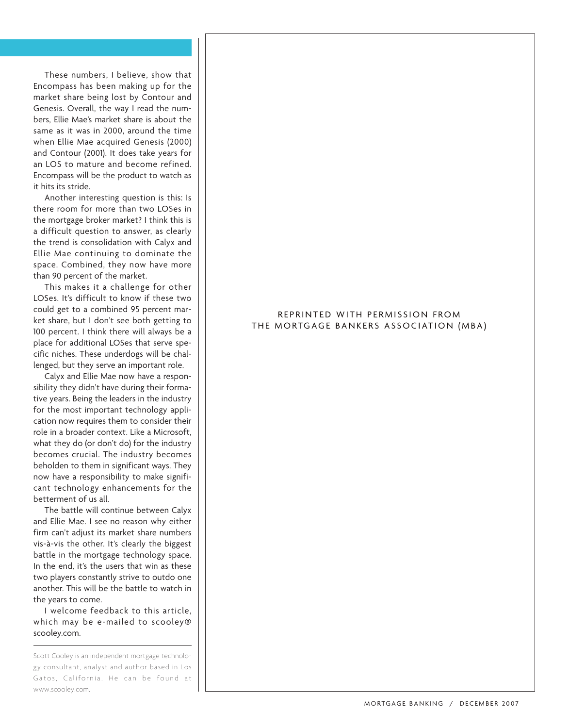These numbers, I believe, show that Encompass has been making up for the market share being lost by Contour and Genesis. Overall, the way I read the numbers, Ellie Mae's market share is about the same as it was in 2000, around the time when Ellie Mae acquired Genesis (2000) and Contour (2001). It does take years for an LOS to mature and become refined. Encompass will be the product to watch as it hits its stride.

Another interesting question is this: Is there room for more than two LOSes in the mortgage broker market? I think this is a difficult question to answer, as clearly the trend is consolidation with Calyx and Ellie Mae continuing to dominate the space. Combined, they now have more than 90 percent of the market.

This makes it a challenge for other LOSes. It's difficult to know if these two could get to a combined 95 percent market share, but I don't see both getting to 100 percent. I think there will always be a place for additional LOSes that serve specific niches. These underdogs will be challenged, but they serve an important role.

Calyx and Ellie Mae now have a responsibility they didn't have during their formative years. Being the leaders in the industry for the most important technology application now requires them to consider their role in a broader context. Like a Microsoft, what they do (or don't do) for the industry becomes crucial. The industry becomes beholden to them in significant ways. They now have a responsibility to make significant technology enhancements for the betterment of us all.

The battle will continue between Calyx and Ellie Mae. I see no reason why either firm can't adjust its market share numbers vis-à-vis the other. It's clearly the biggest battle in the mortgage technology space. In the end, it's the users that win as these two players constantly strive to outdo one another. This will be the battle to watch in the years to come.

I welcome feedback to this article, which may be e-mailed to scooley@scooley.com.

---

Scott Cooley is an independent mortgage technology consultant, analyst and author based in Los Gatos, California. He can be found at www.scooley.com.

REPRINTED WITH PERMISSION FROM THE MORTGAGE BANKERS ASSOCIATION (MBA)